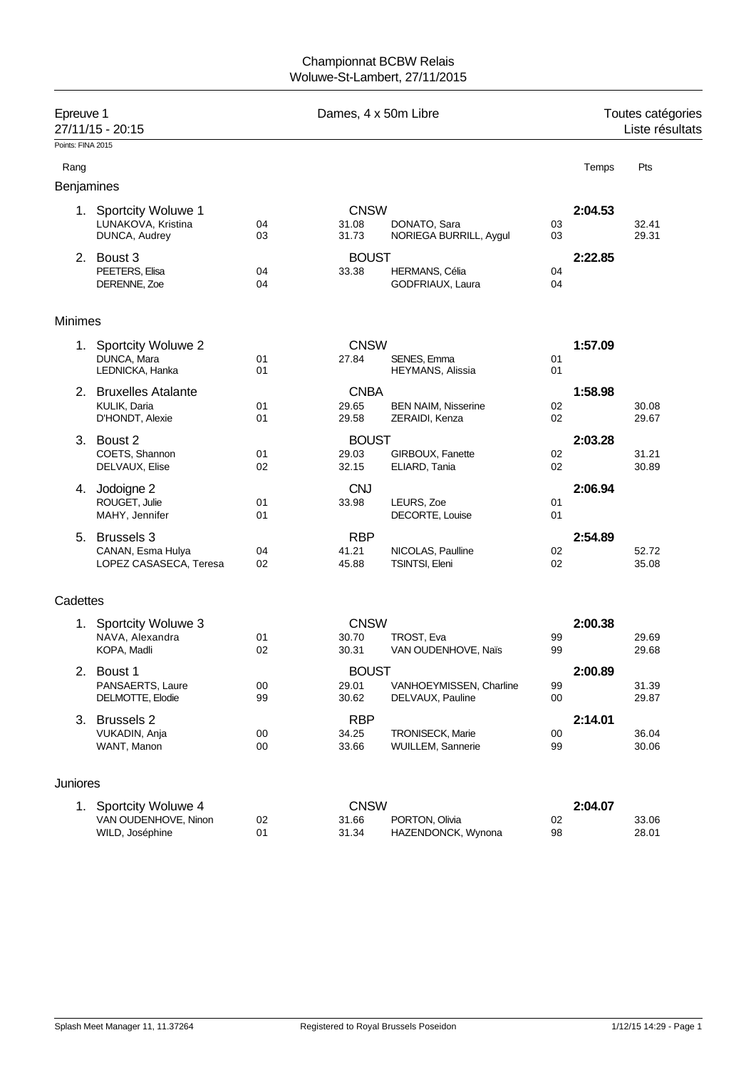# Championnat BCBW Relais

Woluwe-St-Lambert, 27/11/2015

**Epreuve 1** — Dames, 4 x 50m Libre — Toutes catégories

27/11/15 - 20:15 — Liste résultats

Points: FINA 2015

## Benjamines

| Rang | Équipe / Nageuse | Année | Temps partiel | Nageuse | Année | Temps | Pts |
|---|---|---|---|---|---|---|---|
| 1. | **Sportcity Woluwe 1** | | **CNSW** | | | **2:04.53** | |
| | LUNAKOVA, Kristina | 04 | 31.08 | DONATO, Sara | 03 | | 32.41 |
| | DUNCA, Audrey | 03 | 31.73 | NORIEGA BURRILL, Aygul | 03 | | 29.31 |
| 2. | **Boust 3** | | **BOUST** | | | **2:22.85** | |
| | PEETERS, Elisa | 04 | 33.38 | HERMANS, Célia | 04 | | |
| | DERENNE, Zoe | 04 | | GODFRIAUX, Laura | 04 | | |

## Minimes

| Rang | Équipe / Nageuse | Année | Temps partiel | Nageuse | Année | Temps | Pts |
|---|---|---|---|---|---|---|---|
| 1. | **Sportcity Woluwe 2** | | **CNSW** | | | **1:57.09** | |
| | DUNCA, Mara | 01 | 27.84 | SENES, Emma | 01 | | |
| | LEDNICKA, Hanka | 01 | | HEYMANS, Alissia | 01 | | |
| 2. | **Bruxelles Atalante** | | **CNBA** | | | **1:58.98** | |
| | KULIK, Daria | 01 | 29.65 | BEN NAIM, Nisserine | 02 | | 30.08 |
| | D'HONDT, Alexie | 01 | 29.58 | ZERAIDI, Kenza | 02 | | 29.67 |
| 3. | **Boust 2** | | **BOUST** | | | **2:03.28** | |
| | COETS, Shannon | 01 | 29.03 | GIRBOUX, Fanette | 02 | | 31.21 |
| | DELVAUX, Elise | 02 | 32.15 | ELIARD, Tania | 02 | | 30.89 |
| 4. | **Jodoigne 2** | | **CNJ** | | | **2:06.94** | |
| | ROUGET, Julie | 01 | 33.98 | LEURS, Zoe | 01 | | |
| | MAHY, Jennifer | 01 | | DECORTE, Louise | 01 | | |
| 5. | **Brussels 3** | | **RBP** | | | **2:54.89** | |
| | CANAN, Esma Hulya | 04 | 41.21 | NICOLAS, Paulline | 02 | | 52.72 |
| | LOPEZ CASASECA, Teresa | 02 | 45.88 | TSINTSI, Eleni | 02 | | 35.08 |

## Cadettes

| Rang | Équipe / Nageuse | Année | Temps partiel | Nageuse | Année | Temps | Pts |
|---|---|---|---|---|---|---|---|
| 1. | **Sportcity Woluwe 3** | | **CNSW** | | | **2:00.38** | |
| | NAVA, Alexandra | 01 | 30.70 | TROST, Eva | 99 | | 29.69 |
| | KOPA, Madli | 02 | 30.31 | VAN OUDENHOVE, Naïs | 99 | | 29.68 |
| 2. | **Boust 1** | | **BOUST** | | | **2:00.89** | |
| | PANSAERTS, Laure | 00 | 29.01 | VANHOEYMISSEN, Charline | 99 | | 31.39 |
| | DELMOTTE, Elodie | 99 | 30.62 | DELVAUX, Pauline | 00 | | 29.87 |
| 3. | **Brussels 2** | | **RBP** | | | **2:14.01** | |
| | VUKADIN, Anja | 00 | 34.25 | TRONISECK, Marie | 00 | | 36.04 |
| | WANT, Manon | 00 | 33.66 | WUILLEM, Sannerie | 99 | | 30.06 |

## Juniores

| Rang | Équipe / Nageuse | Année | Temps partiel | Nageuse | Année | Temps | Pts |
|---|---|---|---|---|---|---|---|
| 1. | **Sportcity Woluwe 4** | | **CNSW** | | | **2:04.07** | |
| | VAN OUDENHOVE, Ninon | 02 | 31.66 | PORTON, Olivia | 02 | | 33.06 |
| | WILD, Joséphine | 01 | 31.34 | HAZENDONCK, Wynona | 98 | | 28.01 |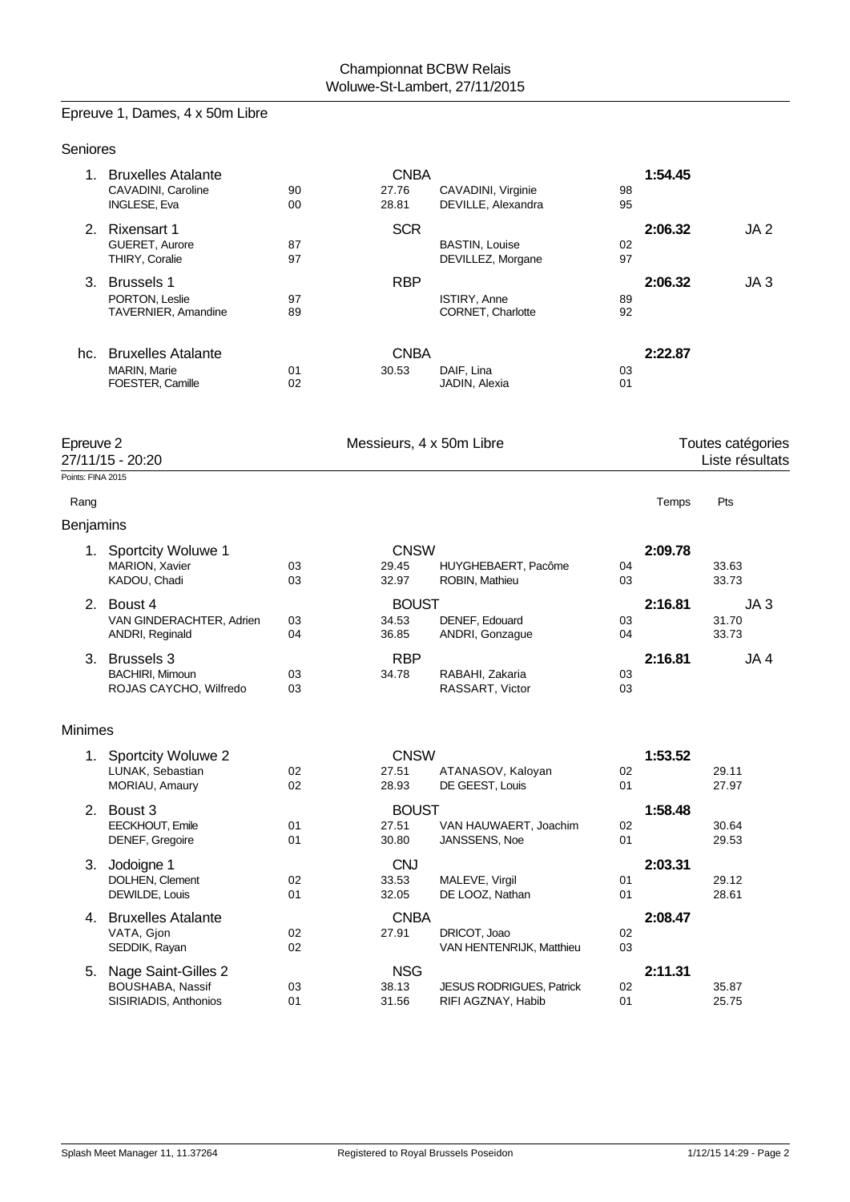Championnat BCBW Relais
Woluwe-St-Lambert, 27/11/2015

## Epreuve 1, Dames, 4 x 50m Libre

### Seniores

| Rang | Équipe / Nageur | Né | Club / Temps | Nageur | Né | Temps | Pts |
|---|---|---|---|---|---|---|---|
| 1. | Bruxelles Atalante | | CNBA | | | 1:54.45 | |
| | CAVADINI, Caroline | 90 | 27.76 | CAVADINI, Virginie | 98 | | |
| | INGLESE, Eva | 00 | 28.81 | DEVILLE, Alexandra | 95 | | |
| 2. | Rixensart 1 | | SCR | | | 2:06.32 | JA 2 |
| | GUERET, Aurore | 87 | | BASTIN, Louise | 02 | | |
| | THIRY, Coralie | 97 | | DEVILLEZ, Morgane | 97 | | |
| 3. | Brussels 1 | | RBP | | | 2:06.32 | JA 3 |
| | PORTON, Leslie | 97 | | ISTIRY, Anne | 89 | | |
| | TAVERNIER, Amandine | 89 | | CORNET, Charlotte | 92 | | |
| hc. | Bruxelles Atalante | | CNBA | | | 2:22.87 | |
| | MARIN, Marie | 01 | 30.53 | DAIF, Lina | 03 | | |
| | FOESTER, Camille | 02 | | JADIN, Alexia | 01 | | |

## Epreuve 2 — Messieurs, 4 x 50m Libre — Toutes catégories

27/11/15 - 20:20 — Liste résultats

Points: FINA 2015

### Benjamins

| Rang | Équipe / Nageur | Né | Club / Temps | Nageur | Né | Temps | Pts |
|---|---|---|---|---|---|---|---|
| 1. | Sportcity Woluwe 1 | | CNSW | | | 2:09.78 | |
| | MARION, Xavier | 03 | 29.45 | HUYGHEBAERT, Pacôme | 04 | | 33.63 |
| | KADOU, Chadi | 03 | 32.97 | ROBIN, Mathieu | 03 | | 33.73 |
| 2. | Boust 4 | | BOUST | | | 2:16.81 | JA 3 |
| | VAN GINDERACHTER, Adrien | 03 | 34.53 | DENEF, Edouard | 03 | | 31.70 |
| | ANDRI, Reginald | 04 | 36.85 | ANDRI, Gonzague | 04 | | 33.73 |
| 3. | Brussels 3 | | RBP | | | 2:16.81 | JA 4 |
| | BACHIRI, Mimoun | 03 | 34.78 | RABAHI, Zakaria | 03 | | |
| | ROJAS CAYCHO, Wilfredo | 03 | | RASSART, Victor | 03 | | |

### Minimes

| Rang | Équipe / Nageur | Né | Club / Temps | Nageur | Né | Temps | Pts |
|---|---|---|---|---|---|---|---|
| 1. | Sportcity Woluwe 2 | | CNSW | | | 1:53.52 | |
| | LUNAK, Sebastian | 02 | 27.51 | ATANASOV, Kaloyan | 02 | | 29.11 |
| | MORIAU, Amaury | 02 | 28.93 | DE GEEST, Louis | 01 | | 27.97 |
| 2. | Boust 3 | | BOUST | | | 1:58.48 | |
| | EECKHOUT, Emile | 01 | 27.51 | VAN HAUWAERT, Joachim | 02 | | 30.64 |
| | DENEF, Gregoire | 01 | 30.80 | JANSSENS, Noe | 01 | | 29.53 |
| 3. | Jodoigne 1 | | CNJ | | | 2:03.31 | |
| | DOLHEN, Clement | 02 | 33.53 | MALEVE, Virgil | 01 | | 29.12 |
| | DEWILDE, Louis | 01 | 32.05 | DE LOOZ, Nathan | 01 | | 28.61 |
| 4. | Bruxelles Atalante | | CNBA | | | 2:08.47 | |
| | VATA, Gjon | 02 | 27.91 | DRICOT, Joao | 02 | | |
| | SEDDIK, Rayan | 02 | | VAN HENTENRIJK, Matthieu | 03 | | |
| 5. | Nage Saint-Gilles 2 | | NSG | | | 2:11.31 | |
| | BOUSHABA, Nassif | 03 | 38.13 | JESUS RODRIGUES, Patrick | 02 | | 35.87 |
| | SISIRIADIS, Anthonios | 01 | 31.56 | RIFI AGZNAY, Habib | 01 | | 25.75 |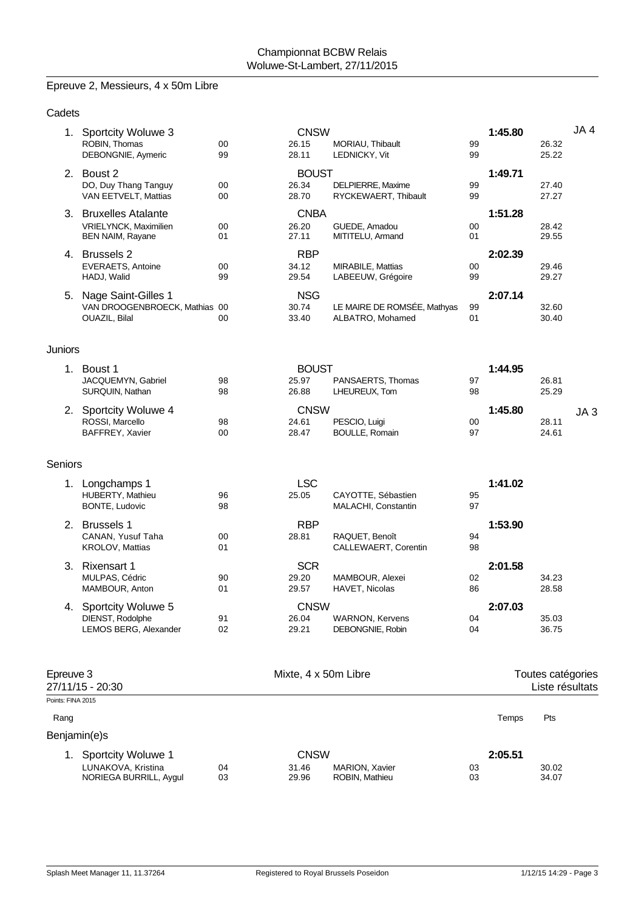Championnat BCBW Relais
Woluwe-St-Lambert, 27/11/2015

## Epreuve 2, Messieurs, 4 x 50m Libre

### Cadets

| Rang | Équipe / Nageur | Année | Club / Temps | Nageur | Année | Temps | Split | |
|---|---|---|---|---|---|---|---|---|
| 1. | Sportcity Woluwe 3 | | CNSW | | | 1:45.80 | | JA 4 |
| | ROBIN, Thomas | 00 | 26.15 | MORIAU, Thibault | 99 | | 26.32 | |
| | DEBONGNIE, Aymeric | 99 | 28.11 | LEDNICKY, Vit | 99 | | 25.22 | |
| 2. | Boust 2 | | BOUST | | | 1:49.71 | | |
| | DO, Duy Thang Tanguy | 00 | 26.34 | DELPIERRE, Maxime | 99 | | 27.40 | |
| | VAN EETVELT, Mattias | 00 | 28.70 | RYCKEWAERT, Thibault | 99 | | 27.27 | |
| 3. | Bruxelles Atalante | | CNBA | | | 1:51.28 | | |
| | VRIELYNCK, Maximilien | 00 | 26.20 | GUEDE, Amadou | 00 | | 28.42 | |
| | BEN NAIM, Rayane | 01 | 27.11 | MITITELU, Armand | 01 | | 29.55 | |
| 4. | Brussels 2 | | RBP | | | 2:02.39 | | |
| | EVERAETS, Antoine | 00 | 34.12 | MIRABILE, Mattias | 00 | | 29.46 | |
| | HADJ, Walid | 99 | 29.54 | LABEEUW, Grégoire | 99 | | 29.27 | |
| 5. | Nage Saint-Gilles 1 | | NSG | | | 2:07.14 | | |
| | VAN DROOGENBROECK, Mathias | 00 | 30.74 | LE MAIRE DE ROMSÉE, Mathyas | 99 | | 32.60 | |
| | OUAZIL, Bilal | 00 | 33.40 | ALBATRO, Mohamed | 01 | | 30.40 | |

### Juniors

| Rang | Équipe / Nageur | Année | Club / Temps | Nageur | Année | Temps | Split | |
|---|---|---|---|---|---|---|---|---|
| 1. | Boust 1 | | BOUST | | | 1:44.95 | | |
| | JACQUEMYN, Gabriel | 98 | 25.97 | PANSAERTS, Thomas | 97 | | 26.81 | |
| | SURQUIN, Nathan | 98 | 26.88 | LHEUREUX, Tom | 98 | | 25.29 | |
| 2. | Sportcity Woluwe 4 | | CNSW | | | 1:45.80 | | JA 3 |
| | ROSSI, Marcello | 98 | 24.61 | PESCIO, Luigi | 00 | | 28.11 | |
| | BAFFREY, Xavier | 00 | 28.47 | BOULLE, Romain | 97 | | 24.61 | |

### Seniors

| Rang | Équipe / Nageur | Année | Club / Temps | Nageur | Année | Temps | Split |
|---|---|---|---|---|---|---|---|
| 1. | Longchamps 1 | | LSC | | | 1:41.02 | |
| | HUBERTY, Mathieu | 96 | 25.05 | CAYOTTE, Sébastien | 95 | | |
| | BONTE, Ludovic | 98 | | MALACHI, Constantin | 97 | | |
| 2. | Brussels 1 | | RBP | | | 1:53.90 | |
| | CANAN, Yusuf Taha | 00 | 28.81 | RAQUET, Benoît | 94 | | |
| | KROLOV, Mattias | 01 | | CALLEWAERT, Corentin | 98 | | |
| 3. | Rixensart 1 | | SCR | | | 2:01.58 | |
| | MULPAS, Cédric | 90 | 29.20 | MAMBOUR, Alexei | 02 | | 34.23 |
| | MAMBOUR, Anton | 01 | 29.57 | HAVET, Nicolas | 86 | | 28.58 |
| 4. | Sportcity Woluwe 5 | | CNSW | | | 2:07.03 | |
| | DIENST, Rodolphe | 91 | 26.04 | WARNON, Kervens | 04 | | 35.03 |
| | LEMOS BERG, Alexander | 02 | 29.21 | DEBONGNIE, Robin | 04 | | 36.75 |

## Epreuve 3 — Mixte, 4 x 50m Libre — Toutes catégories

27/11/15 - 20:30 — Liste résultats

Points: FINA 2015

### Benjamin(e)s

| Rang | Équipe / Nageur | Année | Club / Temps | Nageur | Année | Temps | Pts |
|---|---|---|---|---|---|---|---|
| 1. | Sportcity Woluwe 1 | | CNSW | | | 2:05.51 | |
| | LUNAKOVA, Kristina | 04 | 31.46 | MARION, Xavier | 03 | | 30.02 |
| | NORIEGA BURRILL, Aygul | 03 | 29.96 | ROBIN, Mathieu | 03 | | 34.07 |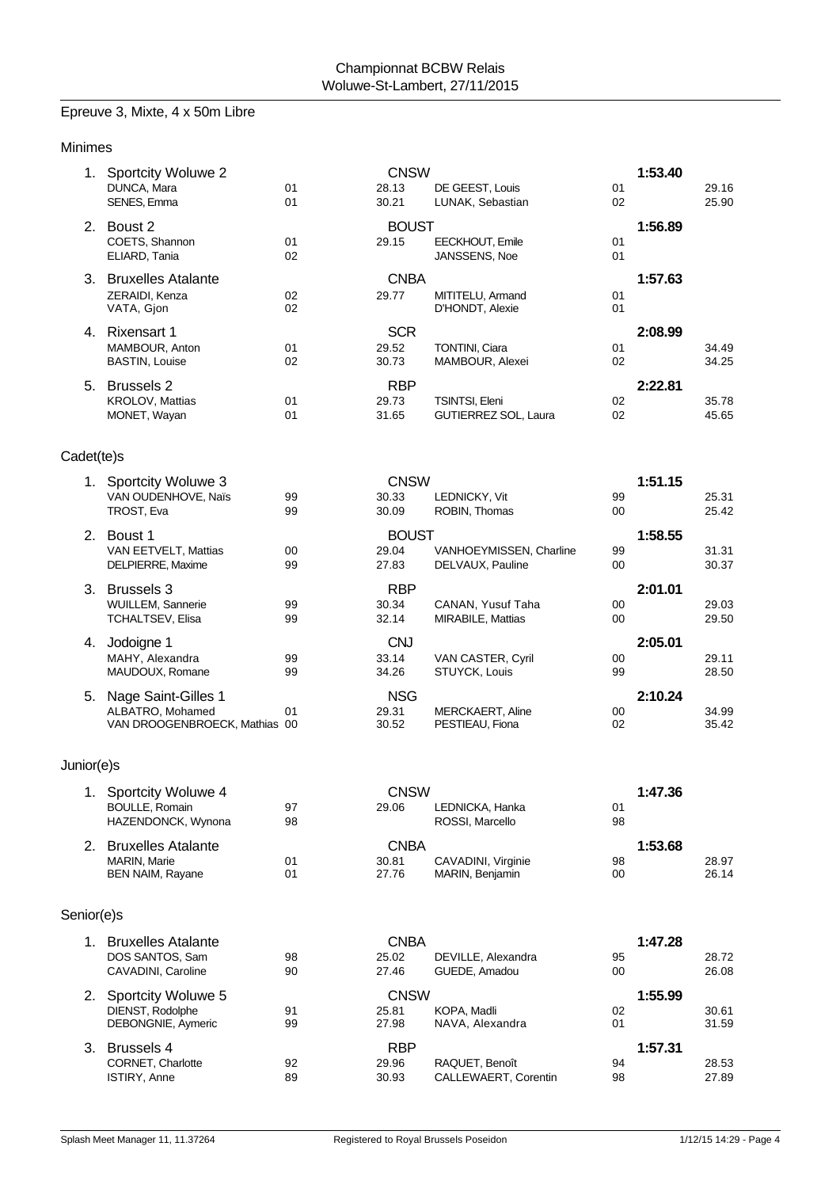Championnat BCBW Relais
Woluwe-St-Lambert, 27/11/2015

## Epreuve 3, Mixte, 4 x 50m Libre

### Minimes

| Pl. | Équipe / Nageur | Année | Club / Temps | Nageur | Année | Temps final / Split |
|---|---|---|---|---|---|---|
| 1. | Sportcity Woluwe 2 | | CNSW | | | **1:53.40** |
| | DUNCA, Mara | 01 | 28.13 | DE GEEST, Louis | 01 | 29.16 |
| | SENES, Emma | 01 | 30.21 | LUNAK, Sebastian | 02 | 25.90 |
| 2. | Boust 2 | | BOUST | | | **1:56.89** |
| | COETS, Shannon | 01 | 29.15 | EECKHOUT, Emile | 01 | |
| | ELIARD, Tania | 02 | | JANSSENS, Noe | 01 | |
| 3. | Bruxelles Atalante | | CNBA | | | **1:57.63** |
| | ZERAIDI, Kenza | 02 | 29.77 | MITITELU, Armand | 01 | |
| | VATA, Gjon | 02 | | D'HONDT, Alexie | 01 | |
| 4. | Rixensart 1 | | SCR | | | **2:08.99** |
| | MAMBOUR, Anton | 01 | 29.52 | TONTINI, Ciara | 01 | 34.49 |
| | BASTIN, Louise | 02 | 30.73 | MAMBOUR, Alexei | 02 | 34.25 |
| 5. | Brussels 2 | | RBP | | | **2:22.81** |
| | KROLOV, Mattias | 01 | 29.73 | TSINTSI, Eleni | 02 | 35.78 |
| | MONET, Wayan | 01 | 31.65 | GUTIERREZ SOL, Laura | 02 | 45.65 |

### Cadet(te)s

| Pl. | Équipe / Nageur | Année | Club / Temps | Nageur | Année | Temps final / Split |
|---|---|---|---|---|---|---|
| 1. | Sportcity Woluwe 3 | | CNSW | | | **1:51.15** |
| | VAN OUDENHOVE, Naïs | 99 | 30.33 | LEDNICKY, Vit | 99 | 25.31 |
| | TROST, Eva | 99 | 30.09 | ROBIN, Thomas | 00 | 25.42 |
| 2. | Boust 1 | | BOUST | | | **1:58.55** |
| | VAN EETVELT, Mattias | 00 | 29.04 | VANHOEYMISSEN, Charline | 99 | 31.31 |
| | DELPIERRE, Maxime | 99 | 27.83 | DELVAUX, Pauline | 00 | 30.37 |
| 3. | Brussels 3 | | RBP | | | **2:01.01** |
| | WUILLEM, Sannerie | 99 | 30.34 | CANAN, Yusuf Taha | 00 | 29.03 |
| | TCHALTSEV, Elisa | 99 | 32.14 | MIRABILE, Mattias | 00 | 29.50 |
| 4. | Jodoigne 1 | | CNJ | | | **2:05.01** |
| | MAHY, Alexandra | 99 | 33.14 | VAN CASTER, Cyril | 00 | 29.11 |
| | MAUDOUX, Romane | 99 | 34.26 | STUYCK, Louis | 99 | 28.50 |
| 5. | Nage Saint-Gilles 1 | | NSG | | | **2:10.24** |
| | ALBATRO, Mohamed | 01 | 29.31 | MERCKAERT, Aline | 00 | 34.99 |
| | VAN DROOGENBROECK, Mathias | 00 | 30.52 | PESTIEAU, Fiona | 02 | 35.42 |

### Junior(e)s

| Pl. | Équipe / Nageur | Année | Club / Temps | Nageur | Année | Temps final / Split |
|---|---|---|---|---|---|---|
| 1. | Sportcity Woluwe 4 | | CNSW | | | **1:47.36** |
| | BOULLE, Romain | 97 | 29.06 | LEDNICKA, Hanka | 01 | |
| | HAZENDONCK, Wynona | 98 | | ROSSI, Marcello | 98 | |
| 2. | Bruxelles Atalante | | CNBA | | | **1:53.68** |
| | MARIN, Marie | 01 | 30.81 | CAVADINI, Virginie | 98 | 28.97 |
| | BEN NAIM, Rayane | 01 | 27.76 | MARIN, Benjamin | 00 | 26.14 |

### Senior(e)s

| Pl. | Équipe / Nageur | Année | Club / Temps | Nageur | Année | Temps final / Split |
|---|---|---|---|---|---|---|
| 1. | Bruxelles Atalante | | CNBA | | | **1:47.28** |
| | DOS SANTOS, Sam | 98 | 25.02 | DEVILLE, Alexandra | 95 | 28.72 |
| | CAVADINI, Caroline | 90 | 27.46 | GUEDE, Amadou | 00 | 26.08 |
| 2. | Sportcity Woluwe 5 | | CNSW | | | **1:55.99** |
| | DIENST, Rodolphe | 91 | 25.81 | KOPA, Madli | 02 | 30.61 |
| | DEBONGNIE, Aymeric | 99 | 27.98 | NAVA, Alexandra | 01 | 31.59 |
| 3. | Brussels 4 | | RBP | | | **1:57.31** |
| | CORNET, Charlotte | 92 | 29.96 | RAQUET, Benoît | 94 | 28.53 |
| | ISTIRY, Anne | 89 | 30.93 | CALLEWAERT, Corentin | 98 | 27.89 |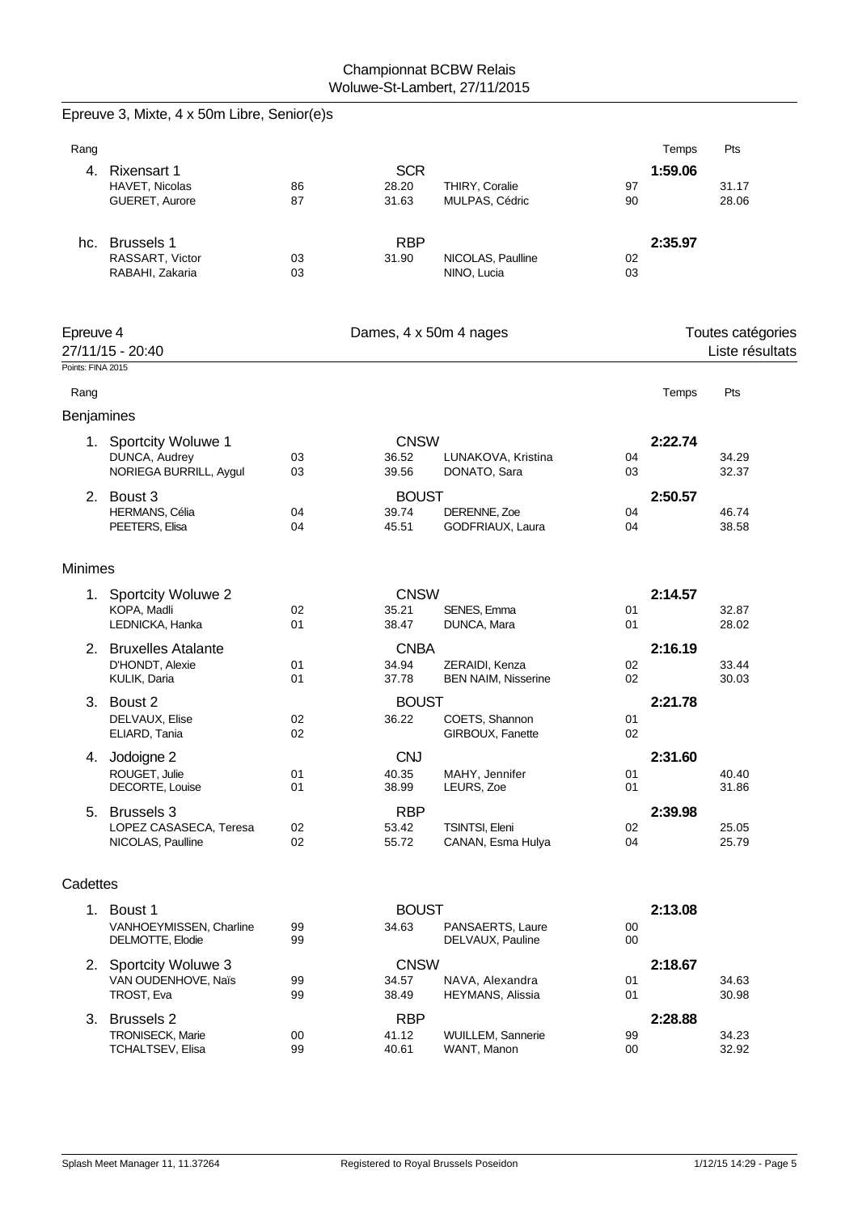Championnat BCBW Relais
Woluwe-St-Lambert, 27/11/2015

## Epreuve 3, Mixte, 4 x 50m Libre, Senior(e)s

| Rang | | | | | | | Temps | Pts |
|---|---|---|---|---|---|---|---|---|
| 4. | Rixensart 1 | | SCR | | | | 1:59.06 | |
| | HAVET, Nicolas | 86 | 28.20 | THIRY, Coralie | 97 | | | 31.17 |
| | GUERET, Aurore | 87 | 31.63 | MULPAS, Cédric | 90 | | | 28.06 |
| hc. | Brussels 1 | | RBP | | | | 2:35.97 | |
| | RASSART, Victor | 03 | 31.90 | NICOLAS, Paulline | 02 | | | |
| | RABAHI, Zakaria | 03 | | NINO, Lucia | 03 | | | |

## Epreuve 4 — Dames, 4 x 50m 4 nages — Toutes catégories

27/11/15 - 20:40 — Liste résultats

Points: FINA 2015

| Rang | | | | | | | Temps | Pts |
|---|---|---|---|---|---|---|---|---|
| **Benjamines** | | | | | | | | |
| 1. | Sportcity Woluwe 1 | | CNSW | | | | 2:22.74 | |
| | DUNCA, Audrey | 03 | 36.52 | LUNAKOVA, Kristina | 04 | | | 34.29 |
| | NORIEGA BURRILL, Aygul | 03 | 39.56 | DONATO, Sara | 03 | | | 32.37 |
| 2. | Boust 3 | | BOUST | | | | 2:50.57 | |
| | HERMANS, Célia | 04 | 39.74 | DERENNE, Zoe | 04 | | | 46.74 |
| | PEETERS, Elisa | 04 | 45.51 | GODFRIAUX, Laura | 04 | | | 38.58 |
| **Minimes** | | | | | | | | |
| 1. | Sportcity Woluwe 2 | | CNSW | | | | 2:14.57 | |
| | KOPA, Madli | 02 | 35.21 | SENES, Emma | 01 | | | 32.87 |
| | LEDNICKA, Hanka | 01 | 38.47 | DUNCA, Mara | 01 | | | 28.02 |
| 2. | Bruxelles Atalante | | CNBA | | | | 2:16.19 | |
| | D'HONDT, Alexie | 01 | 34.94 | ZERAIDI, Kenza | 02 | | | 33.44 |
| | KULIK, Daria | 01 | 37.78 | BEN NAIM, Nisserine | 02 | | | 30.03 |
| 3. | Boust 2 | | BOUST | | | | 2:21.78 | |
| | DELVAUX, Elise | 02 | 36.22 | COETS, Shannon | 01 | | | |
| | ELIARD, Tania | 02 | | GIRBOUX, Fanette | 02 | | | |
| 4. | Jodoigne 2 | | CNJ | | | | 2:31.60 | |
| | ROUGET, Julie | 01 | 40.35 | MAHY, Jennifer | 01 | | | 40.40 |
| | DECORTE, Louise | 01 | 38.99 | LEURS, Zoe | 01 | | | 31.86 |
| 5. | Brussels 3 | | RBP | | | | 2:39.98 | |
| | LOPEZ CASASECA, Teresa | 02 | 53.42 | TSINTSI, Eleni | 02 | | | 25.05 |
| | NICOLAS, Paulline | 02 | 55.72 | CANAN, Esma Hulya | 04 | | | 25.79 |
| **Cadettes** | | | | | | | | |
| 1. | Boust 1 | | BOUST | | | | 2:13.08 | |
| | VANHOEYMISSEN, Charline | 99 | 34.63 | PANSAERTS, Laure | 00 | | | |
| | DELMOTTE, Elodie | 99 | | DELVAUX, Pauline | 00 | | | |
| 2. | Sportcity Woluwe 3 | | CNSW | | | | 2:18.67 | |
| | VAN OUDENHOVE, Naïs | 99 | 34.57 | NAVA, Alexandra | 01 | | | 34.63 |
| | TROST, Eva | 99 | 38.49 | HEYMANS, Alissia | 01 | | | 30.98 |
| 3. | Brussels 2 | | RBP | | | | 2:28.88 | |
| | TRONISECK, Marie | 00 | 41.12 | WUILLEM, Sannerie | 99 | | | 34.23 |
| | TCHALTSEV, Elisa | 99 | 40.61 | WANT, Manon | 00 | | | 32.92 |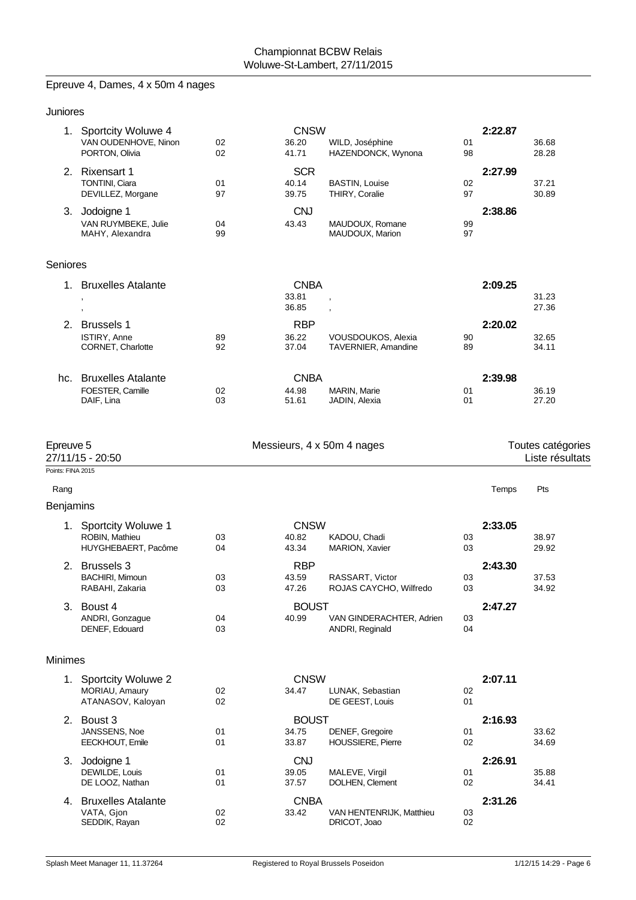Championnat BCBW Relais
Woluwe-St-Lambert, 27/11/2015

## Epreuve 4, Dames, 4 x 50m 4 nages

### Juniores

| Rang | Équipe / Nageur | Année | Club / Temps | Nageur | Année | Temps | Temps |
|---|---|---|---|---|---|---|---|
| 1. | Sportcity Woluwe 4 | | CNSW | | | **2:22.87** | |
| | VAN OUDENHOVE, Ninon | 02 | 36.20 | WILD, Joséphine | 01 | | 36.68 |
| | PORTON, Olivia | 02 | 41.71 | HAZENDONCK, Wynona | 98 | | 28.28 |
| 2. | Rixensart 1 | | SCR | | | **2:27.99** | |
| | TONTINI, Ciara | 01 | 40.14 | BASTIN, Louise | 02 | | 37.21 |
| | DEVILLEZ, Morgane | 97 | 39.75 | THIRY, Coralie | 97 | | 30.89 |
| 3. | Jodoigne 1 | | CNJ | | | **2:38.86** | |
| | VAN RUYMBEKE, Julie | 04 | 43.43 | MAUDOUX, Romane | 99 | | |
| | MAHY, Alexandra | 99 | | MAUDOUX, Marion | 97 | | |

### Seniores

| Rang | Équipe / Nageur | Année | Club / Temps | Nageur | Année | Temps | Temps |
|---|---|---|---|---|---|---|---|
| 1. | Bruxelles Atalante | | CNBA | | | **2:09.25** | |
| | , | | 33.81 | , | | | 31.23 |
| | , | | 36.85 | , | | | 27.36 |
| 2. | Brussels 1 | | RBP | | | **2:20.02** | |
| | ISTIRY, Anne | 89 | 36.22 | VOUSDOUKOS, Alexia | 90 | | 32.65 |
| | CORNET, Charlotte | 92 | 37.04 | TAVERNIER, Amandine | 89 | | 34.11 |
| hc. | Bruxelles Atalante | | CNBA | | | **2:39.98** | |
| | FOESTER, Camille | 02 | 44.98 | MARIN, Marie | 01 | | 36.19 |
| | DAIF, Lina | 03 | 51.61 | JADIN, Alexia | 01 | | 27.20 |

## Epreuve 5 — Messieurs, 4 x 50m 4 nages — Toutes catégories

27/11/15 - 20:50 — Liste résultats

Points: FINA 2015

### Benjamins

| Rang | Équipe / Nageur | Année | Club / Temps | Nageur | Année | Temps | Pts |
|---|---|---|---|---|---|---|---|
| 1. | Sportcity Woluwe 1 | | CNSW | | | **2:33.05** | |
| | ROBIN, Mathieu | 03 | 40.82 | KADOU, Chadi | 03 | | 38.97 |
| | HUYGHEBAERT, Pacôme | 04 | 43.34 | MARION, Xavier | 03 | | 29.92 |
| 2. | Brussels 3 | | RBP | | | **2:43.30** | |
| | BACHIRI, Mimoun | 03 | 43.59 | RASSART, Victor | 03 | | 37.53 |
| | RABAHI, Zakaria | 03 | 47.26 | ROJAS CAYCHO, Wilfredo | 03 | | 34.92 |
| 3. | Boust 4 | | BOUST | | | **2:47.27** | |
| | ANDRI, Gonzague | 04 | 40.99 | VAN GINDERACHTER, Adrien | 03 | | |
| | DENEF, Edouard | 03 | | ANDRI, Reginald | 04 | | |

### Minimes

| Rang | Équipe / Nageur | Année | Club / Temps | Nageur | Année | Temps | Pts |
|---|---|---|---|---|---|---|---|
| 1. | Sportcity Woluwe 2 | | CNSW | | | **2:07.11** | |
| | MORIAU, Amaury | 02 | 34.47 | LUNAK, Sebastian | 02 | | |
| | ATANASOV, Kaloyan | 02 | | DE GEEST, Louis | 01 | | |
| 2. | Boust 3 | | BOUST | | | **2:16.93** | |
| | JANSSENS, Noe | 01 | 34.75 | DENEF, Gregoire | 01 | | 33.62 |
| | EECKHOUT, Emile | 01 | 33.87 | HOUSSIERE, Pierre | 02 | | 34.69 |
| 3. | Jodoigne 1 | | CNJ | | | **2:26.91** | |
| | DEWILDE, Louis | 01 | 39.05 | MALEVE, Virgil | 01 | | 35.88 |
| | DE LOOZ, Nathan | 01 | 37.57 | DOLHEN, Clement | 02 | | 34.41 |
| 4. | Bruxelles Atalante | | CNBA | | | **2:31.26** | |
| | VATA, Gjon | 02 | 33.42 | VAN HENTENRIJK, Matthieu | 03 | | |
| | SEDDIK, Rayan | 02 | | DRICOT, Joao | 02 | | |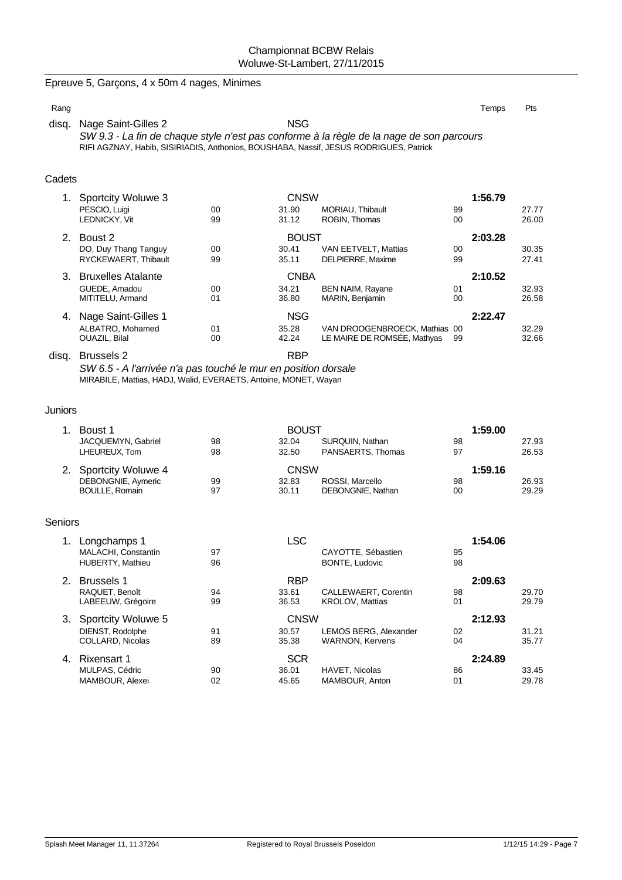Championnat BCBW Relais
Woluwe-St-Lambert, 27/11/2015

## Epreuve 5, Garçons, 4 x 50m 4 nages, Minimes

| Rang | | | | | | Temps | Pts |
|---|---|---|---|---|---|---|---|
| disq. | Nage Saint-Gilles 2 | | NSG | | | | |

*SW 9.3 - La fin de chaque style n'est pas conforme à la règle de la nage de son parcours*
RIFI AGZNAY, Habib, SISIRIADIS, Anthonios, BOUSHABA, Nassif, JESUS RODRIGUES, Patrick

### Cadets

| Rang | Nom | Année | Temps | Nom | Année | Temps | Pts |
|---|---|---|---|---|---|---|---|
| 1. | **Sportcity Woluwe 3** | | CNSW | | | **1:56.79** | |
| | PESCIO, Luigi | 00 | 31.90 | MORIAU, Thibault | 99 | | 27.77 |
| | LEDNICKY, Vit | 99 | 31.12 | ROBIN, Thomas | 00 | | 26.00 |
| 2. | **Boust 2** | | BOUST | | | **2:03.28** | |
| | DO, Duy Thang Tanguy | 00 | 30.41 | VAN EETVELT, Mattias | 00 | | 30.35 |
| | RYCKEWAERT, Thibault | 99 | 35.11 | DELPIERRE, Maxime | 99 | | 27.41 |
| 3. | **Bruxelles Atalante** | | CNBA | | | **2:10.52** | |
| | GUEDE, Amadou | 00 | 34.21 | BEN NAIM, Rayane | 01 | | 32.93 |
| | MITITELU, Armand | 01 | 36.80 | MARIN, Benjamin | 00 | | 26.58 |
| 4. | **Nage Saint-Gilles 1** | | NSG | | | **2:22.47** | |
| | ALBATRO, Mohamed | 01 | 35.28 | VAN DROOGENBROECK, Mathias | 00 | | 32.29 |
| | OUAZIL, Bilal | 00 | 42.24 | LE MAIRE DE ROMSÉE, Mathyas | 99 | | 32.66 |
| disq. | **Brussels 2** | | RBP | | | | |

*SW 6.5 - A l'arrivée n'a pas touché le mur en position dorsale*
MIRABILE, Mattias, HADJ, Walid, EVERAETS, Antoine, MONET, Wayan

### Juniors

| Rang | Nom | Année | Temps | Nom | Année | Temps | Pts |
|---|---|---|---|---|---|---|---|
| 1. | **Boust 1** | | BOUST | | | **1:59.00** | |
| | JACQUEMYN, Gabriel | 98 | 32.04 | SURQUIN, Nathan | 98 | | 27.93 |
| | LHEUREUX, Tom | 98 | 32.50 | PANSAERTS, Thomas | 97 | | 26.53 |
| 2. | **Sportcity Woluwe 4** | | CNSW | | | **1:59.16** | |
| | DEBONGNIE, Aymeric | 99 | 32.83 | ROSSI, Marcello | 98 | | 26.93 |
| | BOULLE, Romain | 97 | 30.11 | DEBONGNIE, Nathan | 00 | | 29.29 |

### Seniors

| Rang | Nom | Année | Temps | Nom | Année | Temps | Pts |
|---|---|---|---|---|---|---|---|
| 1. | **Longchamps 1** | | LSC | | | **1:54.06** | |
| | MALACHI, Constantin | 97 | | CAYOTTE, Sébastien | 95 | | |
| | HUBERTY, Mathieu | 96 | | BONTE, Ludovic | 98 | | |
| 2. | **Brussels 1** | | RBP | | | **2:09.63** | |
| | RAQUET, Benoît | 94 | 33.61 | CALLEWAERT, Corentin | 98 | | 29.70 |
| | LABEEUW, Grégoire | 99 | 36.53 | KROLOV, Mattias | 01 | | 29.79 |
| 3. | **Sportcity Woluwe 5** | | CNSW | | | **2:12.93** | |
| | DIENST, Rodolphe | 91 | 30.57 | LEMOS BERG, Alexander | 02 | | 31.21 |
| | COLLARD, Nicolas | 89 | 35.38 | WARNON, Kervens | 04 | | 35.77 |
| 4. | **Rixensart 1** | | SCR | | | **2:24.89** | |
| | MULPAS, Cédric | 90 | 36.01 | HAVET, Nicolas | 86 | | 33.45 |
| | MAMBOUR, Alexei | 02 | 45.65 | MAMBOUR, Anton | 01 | | 29.78 |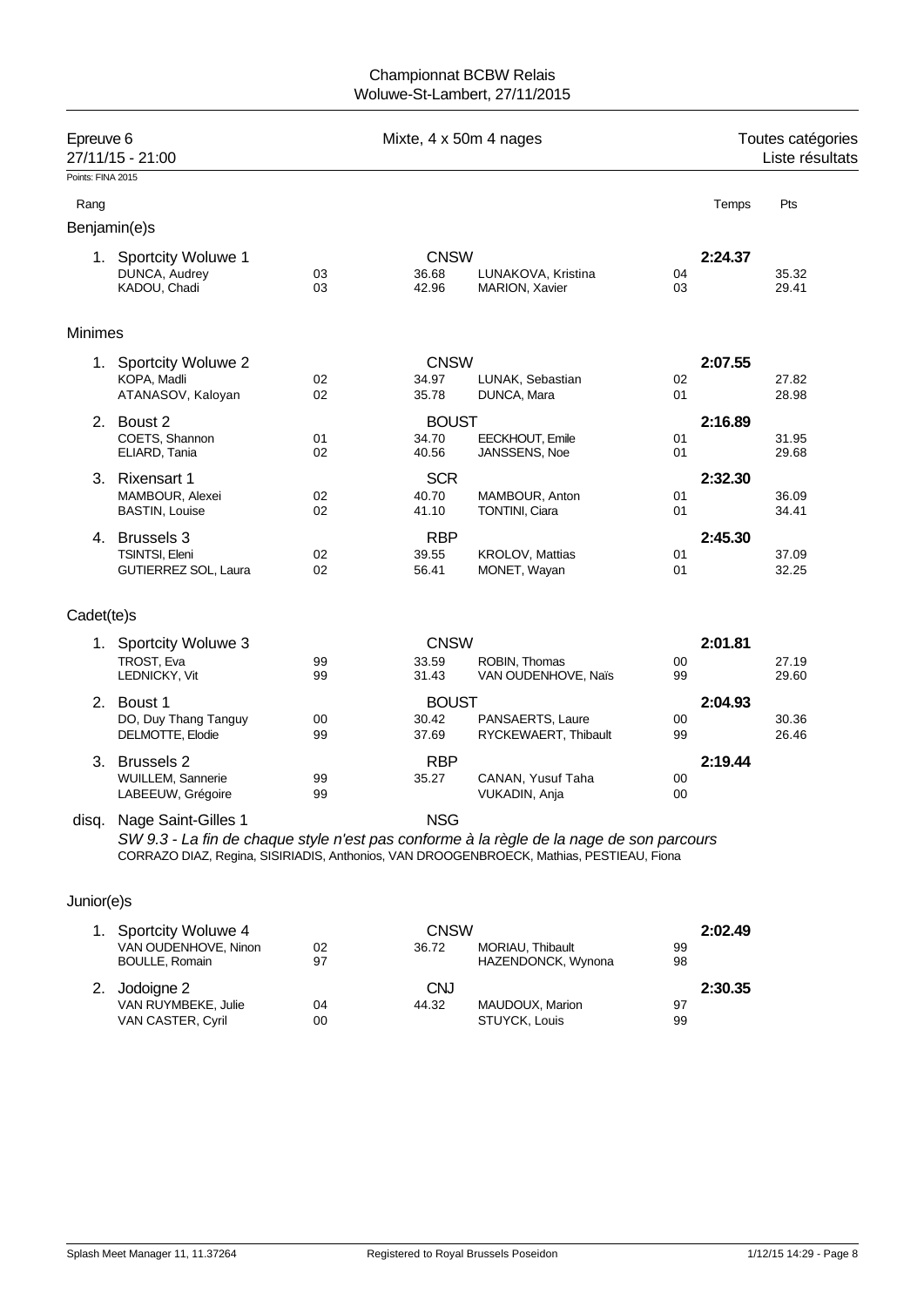# Championnat BCBW Relais
Woluwe-St-Lambert, 27/11/2015

**Epreuve 6** — Mixte, 4 x 50m 4 nages — Toutes catégories
27/11/15 - 21:00 — Liste résultats

Points: FINA 2015

## Benjamin(e)s

| Rang | Equipe / Nageur | Né | Club / Temps | Nageur | Né | Temps | Pts |
|---|---|---|---|---|---|---|---|
| 1. | Sportcity Woluwe 1 | | CNSW | | | 2:24.37 | |
| | DUNCA, Audrey | 03 | 36.68 | LUNAKOVA, Kristina | 04 | | 35.32 |
| | KADOU, Chadi | 03 | 42.96 | MARION, Xavier | 03 | | 29.41 |

## Minimes

| Rang | Equipe / Nageur | Né | Club / Temps | Nageur | Né | Temps | Pts |
|---|---|---|---|---|---|---|---|
| 1. | Sportcity Woluwe 2 | | CNSW | | | 2:07.55 | |
| | KOPA, Madli | 02 | 34.97 | LUNAK, Sebastian | 02 | | 27.82 |
| | ATANASOV, Kaloyan | 02 | 35.78 | DUNCA, Mara | 01 | | 28.98 |
| 2. | Boust 2 | | BOUST | | | 2:16.89 | |
| | COETS, Shannon | 01 | 34.70 | EECKHOUT, Emile | 01 | | 31.95 |
| | ELIARD, Tania | 02 | 40.56 | JANSSENS, Noe | 01 | | 29.68 |
| 3. | Rixensart 1 | | SCR | | | 2:32.30 | |
| | MAMBOUR, Alexei | 02 | 40.70 | MAMBOUR, Anton | 01 | | 36.09 |
| | BASTIN, Louise | 02 | 41.10 | TONTINI, Ciara | 01 | | 34.41 |
| 4. | Brussels 3 | | RBP | | | 2:45.30 | |
| | TSINTSI, Eleni | 02 | 39.55 | KROLOV, Mattias | 01 | | 37.09 |
| | GUTIERREZ SOL, Laura | 02 | 56.41 | MONET, Wayan | 01 | | 32.25 |

## Cadet(te)s

| Rang | Equipe / Nageur | Né | Club / Temps | Nageur | Né | Temps | Pts |
|---|---|---|---|---|---|---|---|
| 1. | Sportcity Woluwe 3 | | CNSW | | | 2:01.81 | |
| | TROST, Eva | 99 | 33.59 | ROBIN, Thomas | 00 | | 27.19 |
| | LEDNICKY, Vit | 99 | 31.43 | VAN OUDENHOVE, Naïs | 99 | | 29.60 |
| 2. | Boust 1 | | BOUST | | | 2:04.93 | |
| | DO, Duy Thang Tanguy | 00 | 30.42 | PANSAERTS, Laure | 00 | | 30.36 |
| | DELMOTTE, Elodie | 99 | 37.69 | RYCKEWAERT, Thibault | 99 | | 26.46 |
| 3. | Brussels 2 | | RBP | | | 2:19.44 | |
| | WUILLEM, Sannerie | 99 | 35.27 | CANAN, Yusuf Taha | 00 | | |
| | LABEEUW, Grégoire | 99 | | VUKADIN, Anja | 00 | | |
| disq. | Nage Saint-Gilles 1 | | NSG | | | | |

*SW 9.3 - La fin de chaque style n'est pas conforme à la règle de la nage de son parcours*
CORRAZO DIAZ, Regina, SISIRIADIS, Anthonios, VAN DROOGENBROECK, Mathias, PESTIEAU, Fiona

## Junior(e)s

| Rang | Equipe / Nageur | Né | Club / Temps | Nageur | Né | Temps | Pts |
|---|---|---|---|---|---|---|---|
| 1. | Sportcity Woluwe 4 | | CNSW | | | 2:02.49 | |
| | VAN OUDENHOVE, Ninon | 02 | 36.72 | MORIAU, Thibault | 99 | | |
| | BOULLE, Romain | 97 | | HAZENDONCK, Wynona | 98 | | |
| 2. | Jodoigne 2 | | CNJ | | | 2:30.35 | |
| | VAN RUYMBEKE, Julie | 04 | 44.32 | MAUDOUX, Marion | 97 | | |
| | VAN CASTER, Cyril | 00 | | STUYCK, Louis | 99 | | |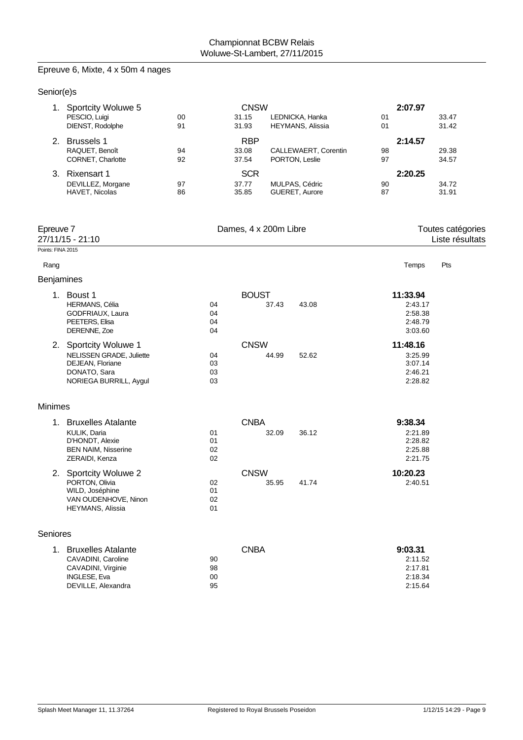Championnat BCBW Relais
Woluwe-St-Lambert, 27/11/2015

## Epreuve 6, Mixte, 4 x 50m 4 nages

### Senior(e)s

| Rang | Équipe / Nageur | Année | Club / Split | Nageur | Année | Temps / Split |
|---|---|---|---|---|---|---|
| 1. | **Sportcity Woluwe 5** | | CNSW | | | **2:07.97** |
| | PESCIO, Luigi | 00 | 31.15 | LEDNICKA, Hanka | 01 | 33.47 |
| | DIENST, Rodolphe | 91 | 31.93 | HEYMANS, Alissia | 01 | 31.42 |
| 2. | **Brussels 1** | | RBP | | | **2:14.57** |
| | RAQUET, Benoît | 94 | 33.08 | CALLEWAERT, Corentin | 98 | 29.38 |
| | CORNET, Charlotte | 92 | 37.54 | PORTON, Leslie | 97 | 34.57 |
| 3. | **Rixensart 1** | | SCR | | | **2:20.25** |
| | DEVILLEZ, Morgane | 97 | 37.77 | MULPAS, Cédric | 90 | 34.72 |
| | HAVET, Nicolas | 86 | 35.85 | GUERET, Aurore | 87 | 31.91 |

## Epreuve 7 — Dames, 4 x 200m Libre

27/11/15 - 21:10 — Toutes catégories — Liste résultats

Points: FINA 2015

### Benjamines

| Rang | Équipe / Nageuse | Année | Club | Splits | | Temps | Pts |
|---|---|---|---|---|---|---|---|
| 1. | **Boust 1** | | BOUST | 37.43 | 43.08 | **11:33.94** | |
| | HERMANS, Célia | 04 | | | | 2:43.17 | |
| | GODFRIAUX, Laura | 04 | | | | 2:58.38 | |
| | PEETERS, Elisa | 04 | | | | 2:48.79 | |
| | DERENNE, Zoe | 04 | | | | 3:03.60 | |
| 2. | **Sportcity Woluwe 1** | | CNSW | 44.99 | 52.62 | **11:48.16** | |
| | NELISSEN GRADE, Juliette | 04 | | | | 3:25.99 | |
| | DEJEAN, Floriane | 03 | | | | 3:07.14 | |
| | DONATO, Sara | 03 | | | | 2:46.21 | |
| | NORIEGA BURRILL, Aygul | 03 | | | | 2:28.82 | |

### Minimes

| Rang | Équipe / Nageuse | Année | Club | Splits | | Temps | Pts |
|---|---|---|---|---|---|---|---|
| 1. | **Bruxelles Atalante** | | CNBA | 32.09 | 36.12 | **9:38.34** | |
| | KULIK, Daria | 01 | | | | 2:21.89 | |
| | D'HONDT, Alexie | 01 | | | | 2:28.82 | |
| | BEN NAIM, Nisserine | 02 | | | | 2:25.88 | |
| | ZERAIDI, Kenza | 02 | | | | 2:21.75 | |
| 2. | **Sportcity Woluwe 2** | | CNSW | 35.95 | 41.74 | **10:20.23** | |
| | PORTON, Olivia | 02 | | | | 2:40.51 | |
| | WILD, Joséphine | 01 | | | | | |
| | VAN OUDENHOVE, Ninon | 02 | | | | | |
| | HEYMANS, Alissia | 01 | | | | | |

### Seniores

| Rang | Équipe / Nageuse | Année | Club | Splits | | Temps | Pts |
|---|---|---|---|---|---|---|---|
| 1. | **Bruxelles Atalante** | | CNBA | | | **9:03.31** | |
| | CAVADINI, Caroline | 90 | | | | 2:11.52 | |
| | CAVADINI, Virginie | 98 | | | | 2:17.81 | |
| | INGLESE, Eva | 00 | | | | 2:18.34 | |
| | DEVILLE, Alexandra | 95 | | | | 2:15.64 | |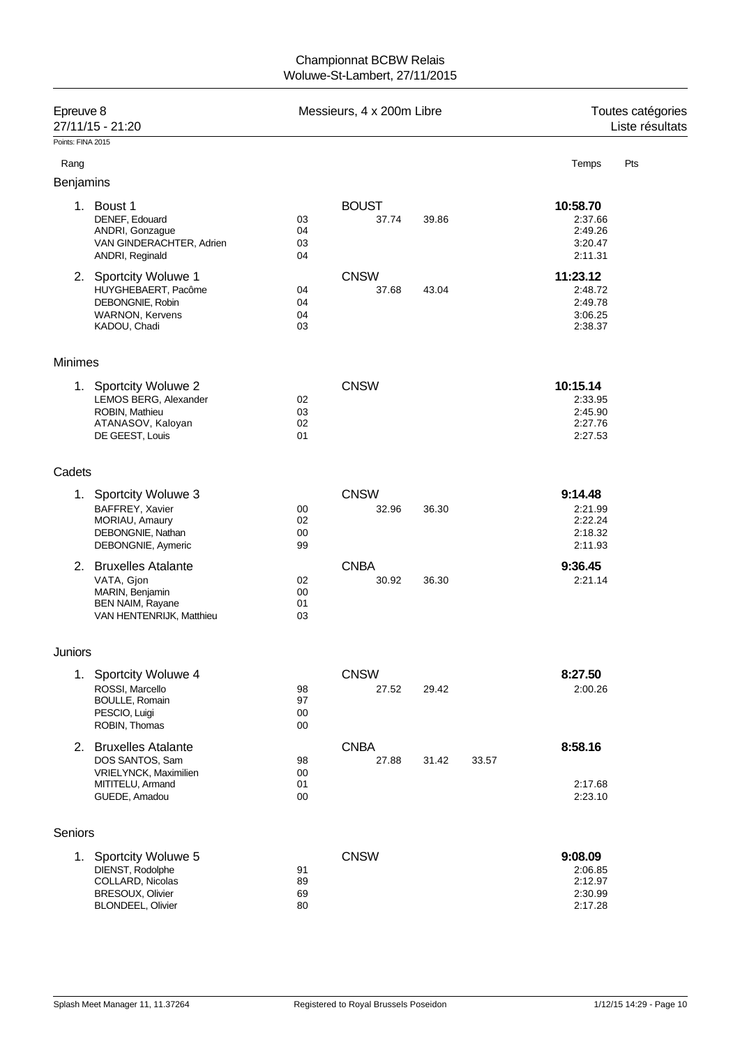# Championnat BCBW Relais
Woluwe-St-Lambert, 27/11/2015

**Epreuve 8** — Messieurs, 4 x 200m Libre — Toutes catégories
27/11/15 - 21:20 — Liste résultats

Points: FINA 2015

| Rang | | | | | | | Temps | Pts |
|---|---|---|---|---|---|---|---|---|
| **Benjamins** | | | | | | | | |
| 1. | Boust 1 | | BOUST | 37.74 | 39.86 | | **10:58.70** | |
| | DENEF, Edouard | 03 | | | | | 2:37.66 | |
| | ANDRI, Gonzague | 04 | | | | | 2:49.26 | |
| | VAN GINDERACHTER, Adrien | 03 | | | | | 3:20.47 | |
| | ANDRI, Reginald | 04 | | | | | 2:11.31 | |
| 2. | Sportcity Woluwe 1 | | CNSW | 37.68 | 43.04 | | **11:23.12** | |
| | HUYGHEBAERT, Pacôme | 04 | | | | | 2:48.72 | |
| | DEBONGNIE, Robin | 04 | | | | | 2:49.78 | |
| | WARNON, Kervens | 04 | | | | | 3:06.25 | |
| | KADOU, Chadi | 03 | | | | | 2:38.37 | |
| **Minimes** | | | | | | | | |
| 1. | Sportcity Woluwe 2 | | CNSW | | | | **10:15.14** | |
| | LEMOS BERG, Alexander | 02 | | | | | 2:33.95 | |
| | ROBIN, Mathieu | 03 | | | | | 2:45.90 | |
| | ATANASOV, Kaloyan | 02 | | | | | 2:27.76 | |
| | DE GEEST, Louis | 01 | | | | | 2:27.53 | |
| **Cadets** | | | | | | | | |
| 1. | Sportcity Woluwe 3 | | CNSW | 32.96 | 36.30 | | **9:14.48** | |
| | BAFFREY, Xavier | 00 | | | | | 2:21.99 | |
| | MORIAU, Amaury | 02 | | | | | 2:22.24 | |
| | DEBONGNIE, Nathan | 00 | | | | | 2:18.32 | |
| | DEBONGNIE, Aymeric | 99 | | | | | 2:11.93 | |
| 2. | Bruxelles Atalante | | CNBA | 30.92 | 36.30 | | **9:36.45** | |
| | VATA, Gjon | 02 | | | | | 2:21.14 | |
| | MARIN, Benjamin | 00 | | | | | | |
| | BEN NAIM, Rayane | 01 | | | | | | |
| | VAN HENTENRIJK, Matthieu | 03 | | | | | | |
| **Juniors** | | | | | | | | |
| 1. | Sportcity Woluwe 4 | | CNSW | 27.52 | 29.42 | | **8:27.50** | |
| | ROSSI, Marcello | 98 | | | | | 2:00.26 | |
| | BOULLE, Romain | 97 | | | | | | |
| | PESCIO, Luigi | 00 | | | | | | |
| | ROBIN, Thomas | 00 | | | | | | |
| 2. | Bruxelles Atalante | | CNBA | 27.88 | 31.42 | 33.57 | **8:58.16** | |
| | DOS SANTOS, Sam | 98 | | | | | | |
| | VRIELYNCK, Maximilien | 00 | | | | | | |
| | MITITELU, Armand | 01 | | | | | 2:17.68 | |
| | GUEDE, Amadou | 00 | | | | | 2:23.10 | |
| **Seniors** | | | | | | | | |
| 1. | Sportcity Woluwe 5 | | CNSW | | | | **9:08.09** | |
| | DIENST, Rodolphe | 91 | | | | | 2:06.85 | |
| | COLLARD, Nicolas | 89 | | | | | 2:12.97 | |
| | BRESOUX, Olivier | 69 | | | | | 2:30.99 | |
| | BLONDEEL, Olivier | 80 | | | | | 2:17.28 | |